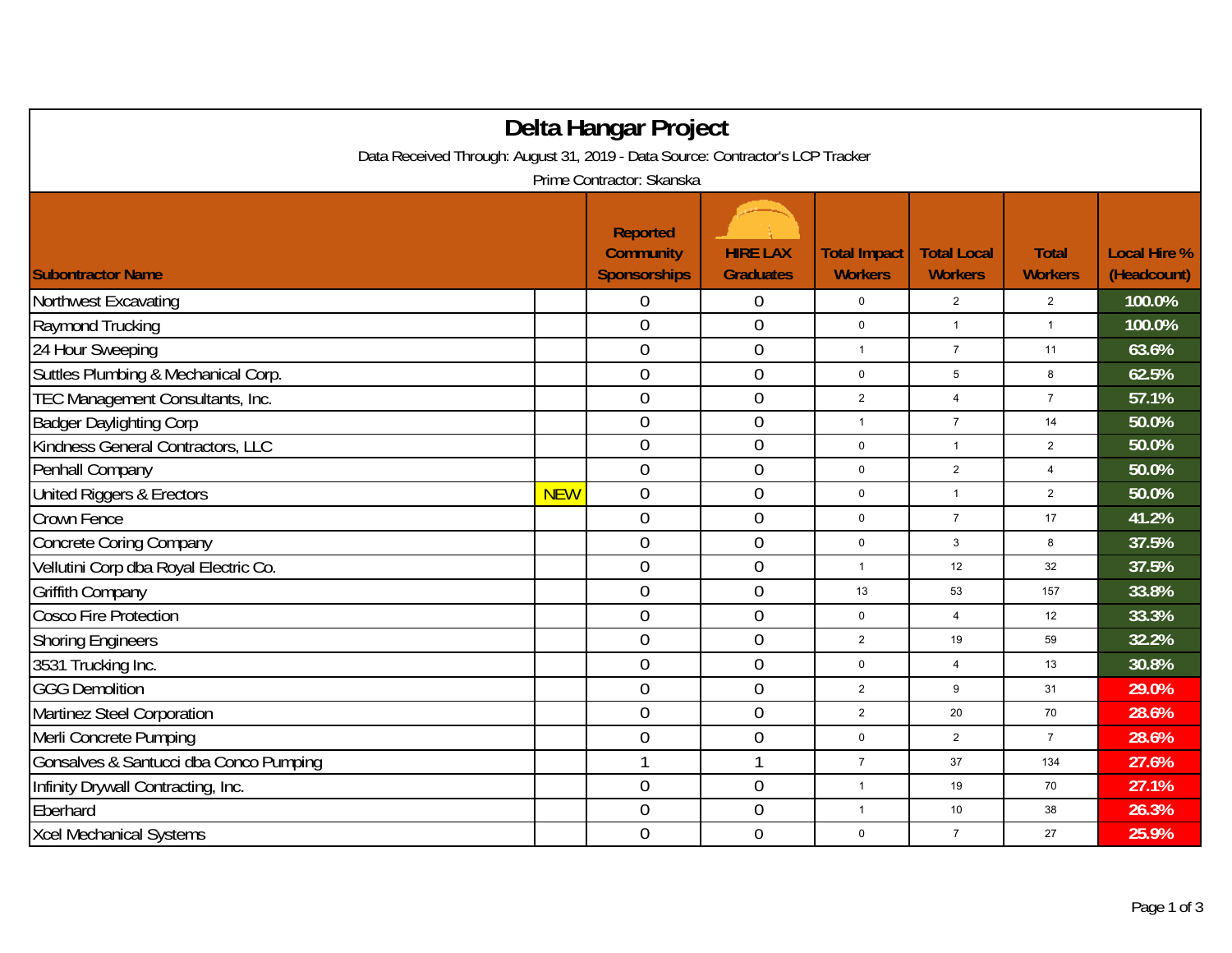# Delta Hangar Project

Data Received Through: August 31, 2019 - Data Source: Contractor's LCP Tracker

Prime Contractor: Skanska

| Subontractor Name | | Reported Community Sponsorships | HIRE LAX Graduates | Total Impact Workers | Total Local Workers | Total Workers | Local Hire % (Headcount) |
|---|---|---|---|---|---|---|---|
| Northwest Excavating | | 0 | 0 | 0 | 2 | 2 | 100.0% |
| Raymond Trucking | | 0 | 0 | 0 | 1 | 1 | 100.0% |
| 24 Hour Sweeping | | 0 | 0 | 1 | 7 | 11 | 63.6% |
| Suttles Plumbing & Mechanical Corp. | | 0 | 0 | 0 | 5 | 8 | 62.5% |
| TEC Management Consultants, Inc. | | 0 | 0 | 2 | 4 | 7 | 57.1% |
| Badger Daylighting Corp | | 0 | 0 | 1 | 7 | 14 | 50.0% |
| Kindness General Contractors, LLC | | 0 | 0 | 0 | 1 | 2 | 50.0% |
| Penhall Company | | 0 | 0 | 0 | 2 | 4 | 50.0% |
| United Riggers & Erectors | NEW | 0 | 0 | 0 | 1 | 2 | 50.0% |
| Crown Fence | | 0 | 0 | 0 | 7 | 17 | 41.2% |
| Concrete Coring Company | | 0 | 0 | 0 | 3 | 8 | 37.5% |
| Vellutini Corp dba Royal Electric Co. | | 0 | 0 | 1 | 12 | 32 | 37.5% |
| Griffith Company | | 0 | 0 | 13 | 53 | 157 | 33.8% |
| Cosco Fire Protection | | 0 | 0 | 0 | 4 | 12 | 33.3% |
| Shoring Engineers | | 0 | 0 | 2 | 19 | 59 | 32.2% |
| 3531 Trucking Inc. | | 0 | 0 | 0 | 4 | 13 | 30.8% |
| GGG Demolition | | 0 | 0 | 2 | 9 | 31 | 29.0% |
| Martinez Steel Corporation | | 0 | 0 | 2 | 20 | 70 | 28.6% |
| Merli Concrete Pumping | | 0 | 0 | 0 | 2 | 7 | 28.6% |
| Gonsalves & Santucci dba Conco Pumping | | 1 | 1 | 7 | 37 | 134 | 27.6% |
| Infinity Drywall Contracting, Inc. | | 0 | 0 | 1 | 19 | 70 | 27.1% |
| Eberhard | | 0 | 0 | 1 | 10 | 38 | 26.3% |
| Xcel Mechanical Systems | | 0 | 0 | 0 | 7 | 27 | 25.9% |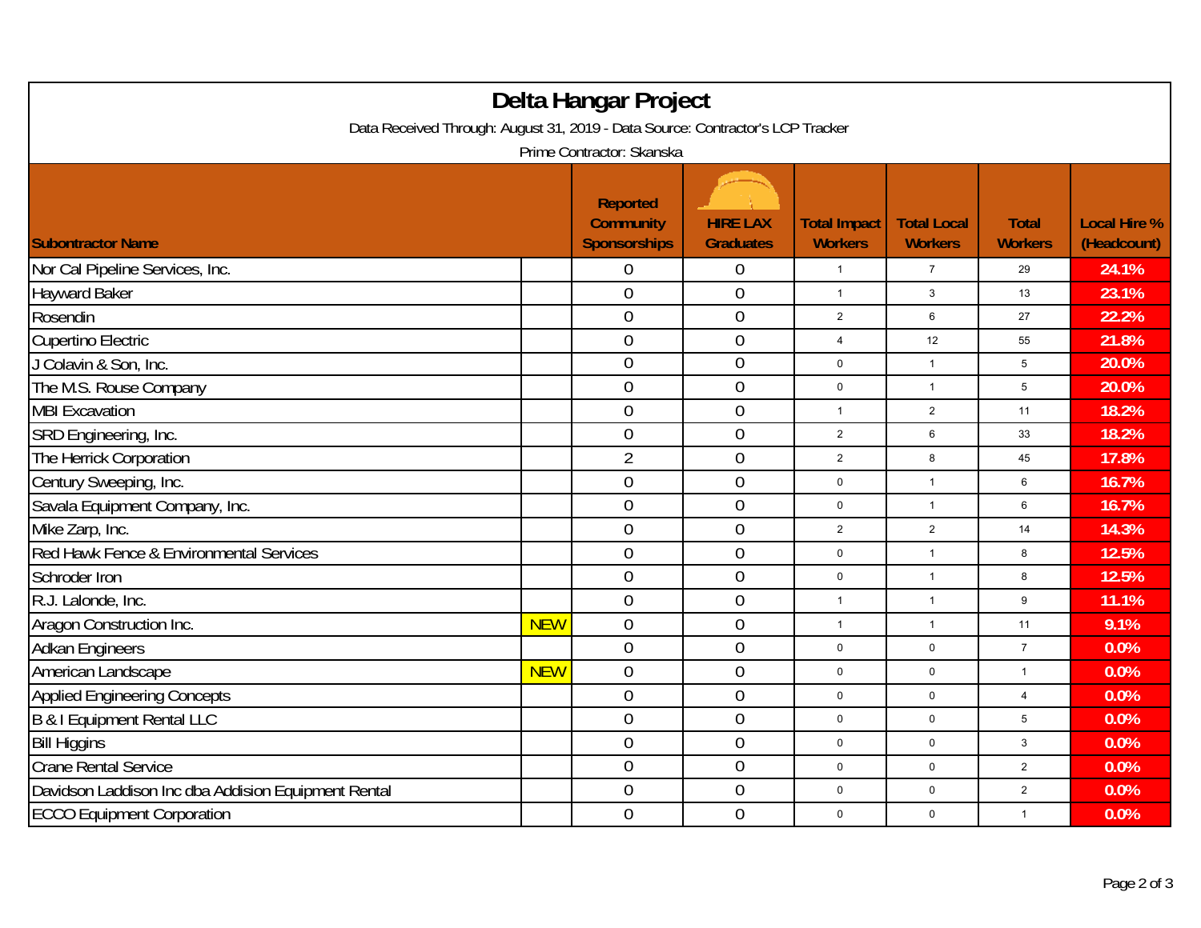# Delta Hangar Project

Data Received Through: August 31, 2019 - Data Source: Contractor's LCP Tracker

Prime Contractor: Skanska

| Subontractor Name | | Reported Community Sponsorships | HIRE LAX Graduates | Total Impact Workers | Total Local Workers | Total Workers | Local Hire % (Headcount) |
|---|---|---|---|---|---|---|---|
| Nor Cal Pipeline Services, Inc. | | 0 | 0 | 1 | 7 | 29 | 24.1% |
| Hayward Baker | | 0 | 0 | 1 | 3 | 13 | 23.1% |
| Rosendin | | 0 | 0 | 2 | 6 | 27 | 22.2% |
| Cupertino Electric | | 0 | 0 | 4 | 12 | 55 | 21.8% |
| J Colavin & Son, Inc. | | 0 | 0 | 0 | 1 | 5 | 20.0% |
| The M.S. Rouse Company | | 0 | 0 | 0 | 1 | 5 | 20.0% |
| MBI Excavation | | 0 | 0 | 1 | 2 | 11 | 18.2% |
| SRD Engineering, Inc. | | 0 | 0 | 2 | 6 | 33 | 18.2% |
| The Herrick Corporation | | 2 | 0 | 2 | 8 | 45 | 17.8% |
| Century Sweeping, Inc. | | 0 | 0 | 0 | 1 | 6 | 16.7% |
| Savala Equipment Company, Inc. | | 0 | 0 | 0 | 1 | 6 | 16.7% |
| Mike Zarp, Inc. | | 0 | 0 | 2 | 2 | 14 | 14.3% |
| Red Hawk Fence & Environmental Services | | 0 | 0 | 0 | 1 | 8 | 12.5% |
| Schroder Iron | | 0 | 0 | 0 | 1 | 8 | 12.5% |
| R.J. Lalonde, Inc. | | 0 | 0 | 1 | 1 | 9 | 11.1% |
| Aragon Construction Inc. | NEW | 0 | 0 | 1 | 1 | 11 | 9.1% |
| Adkan Engineers | | 0 | 0 | 0 | 0 | 7 | 0.0% |
| American Landscape | NEW | 0 | 0 | 0 | 0 | 1 | 0.0% |
| Applied Engineering Concepts | | 0 | 0 | 0 | 0 | 4 | 0.0% |
| B & I Equipment Rental LLC | | 0 | 0 | 0 | 0 | 5 | 0.0% |
| Bill Higgins | | 0 | 0 | 0 | 0 | 3 | 0.0% |
| Crane Rental Service | | 0 | 0 | 0 | 0 | 2 | 0.0% |
| Davidson Laddison Inc dba Addision Equipment Rental | | 0 | 0 | 0 | 0 | 2 | 0.0% |
| ECCO Equipment Corporation | | 0 | 0 | 0 | 0 | 1 | 0.0% |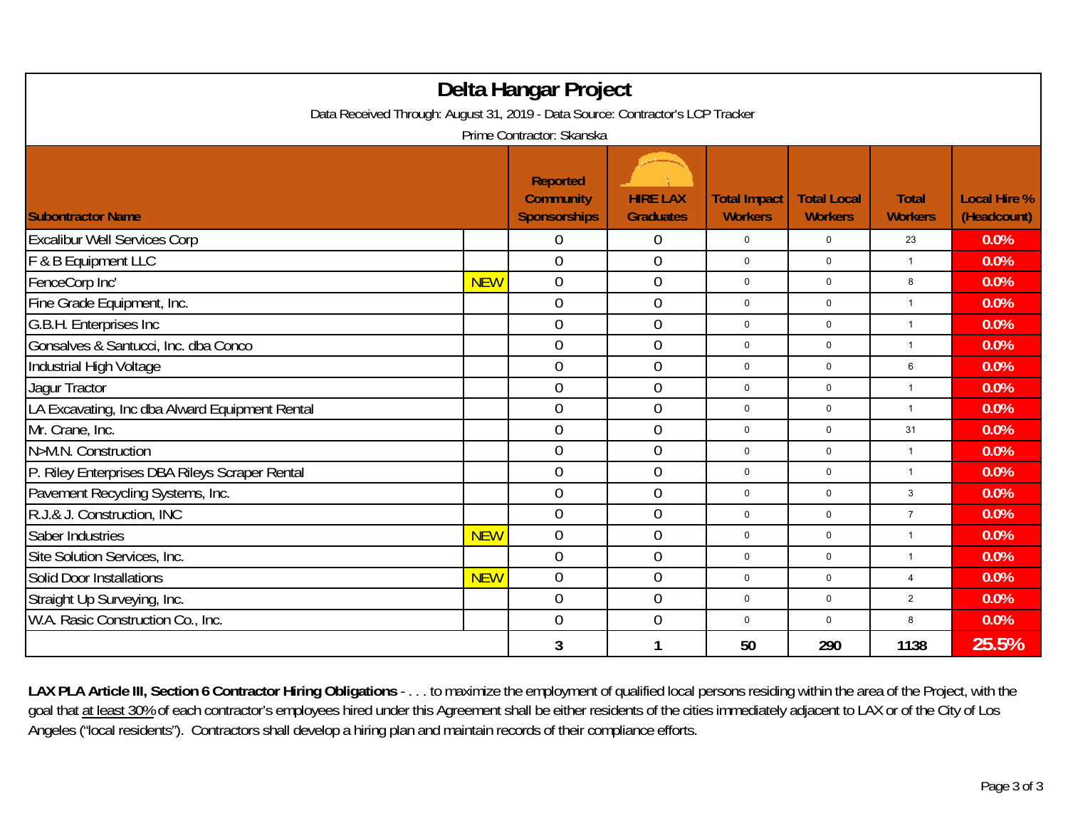# Delta Hangar Project

Data Received Through: August 31, 2019 - Data Source: Contractor's LCP Tracker

Prime Contractor: Skanska

| Subcontractor Name | | Reported Community Sponsorships | HIRE LAX Graduates | Total Impact Workers | Total Local Workers | Total Workers | Local Hire % (Headcount) |
|---|---|---|---|---|---|---|---|
| Excalibur Well Services Corp | | 0 | 0 | 0 | 0 | 23 | 0.0% |
| F & B Equipment LLC | | 0 | 0 | 0 | 0 | 1 | 0.0% |
| FenceCorp Inc' | NEW | 0 | 0 | 0 | 0 | 8 | 0.0% |
| Fine Grade Equipment, Inc. | | 0 | 0 | 0 | 0 | 1 | 0.0% |
| G.B.H. Enterprises Inc | | 0 | 0 | 0 | 0 | 1 | 0.0% |
| Gonsalves & Santucci, Inc. dba Conco | | 0 | 0 | 0 | 0 | 1 | 0.0% |
| Industrial High Voltage | | 0 | 0 | 0 | 0 | 6 | 0.0% |
| Jagur Tractor | | 0 | 0 | 0 | 0 | 1 | 0.0% |
| LA Excavating, Inc dba Alward Equipment Rental | | 0 | 0 | 0 | 0 | 1 | 0.0% |
| Mr. Crane, Inc. | | 0 | 0 | 0 | 0 | 31 | 0.0% |
| N>M.N. Construction | | 0 | 0 | 0 | 0 | 1 | 0.0% |
| P. Riley Enterprises DBA Rileys Scraper Rental | | 0 | 0 | 0 | 0 | 1 | 0.0% |
| Pavement Recycling Systems, Inc. | | 0 | 0 | 0 | 0 | 3 | 0.0% |
| R.J.& J. Construction, INC | | 0 | 0 | 0 | 0 | 7 | 0.0% |
| Saber Industries | NEW | 0 | 0 | 0 | 0 | 1 | 0.0% |
| Site Solution Services, Inc. | | 0 | 0 | 0 | 0 | 1 | 0.0% |
| Solid Door Installations | NEW | 0 | 0 | 0 | 0 | 4 | 0.0% |
| Straight Up Surveying, Inc. | | 0 | 0 | 0 | 0 | 2 | 0.0% |
| W.A. Rasic Construction Co., Inc. | | 0 | 0 | 0 | 0 | 8 | 0.0% |
| | | **3** | **1** | **50** | **290** | **1138** | **25.5%** |

**LAX PLA Article III, Section 6 Contractor Hiring Obligations** - . . . to maximize the employment of qualified local persons residing within the area of the Project, with the goal that <u>at least 30%</u> of each contractor's employees hired under this Agreement shall be either residents of the cities immediately adjacent to LAX or of the City of Los Angeles ("local residents"). Contractors shall develop a hiring plan and maintain records of their compliance efforts.